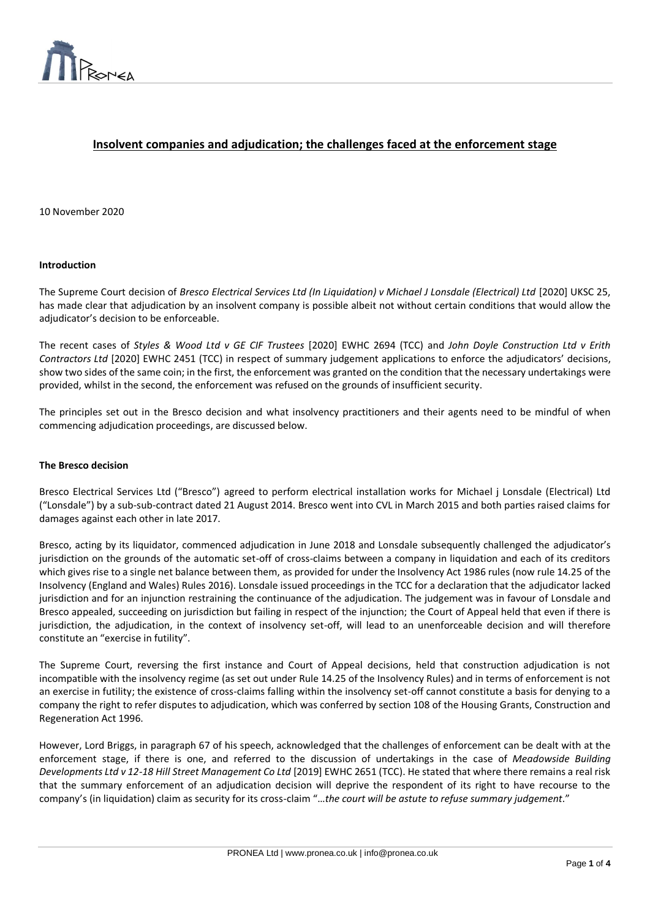## Insolvent companies and adjudication; the challenges faced at the enforcement stage

10 November 2020

**Introduction**

The Supreme Court decision of *Bresco Electrical Services Ltd (In Liquidation) v Michael J Lonsdale (Electrical) Ltd* [2020] UKSC 25, has made clear that adjudication by an insolvent company is possible albeit not without certain conditions that would allow the adjudicator's decision to be enforceable.

The recent cases of *Styles & Wood Ltd v GE CIF Trustees* [2020] EWHC 2694 (TCC) and *John Doyle Construction Ltd v Erith Contractors Ltd* [2020] EWHC 2451 (TCC) in respect of summary judgement applications to enforce the adjudicators' decisions, show two sides of the same coin; in the first, the enforcement was granted on the condition that the necessary undertakings were provided, whilst in the second, the enforcement was refused on the grounds of insufficient security.

The principles set out in the Bresco decision and what insolvency practitioners and their agents need to be mindful of when commencing adjudication proceedings, are discussed below.

**The Bresco decision**

Bresco Electrical Services Ltd ("Bresco") agreed to perform electrical installation works for Michael j Lonsdale (Electrical) Ltd ("Lonsdale") by a sub-sub-contract dated 21 August 2014. Bresco went into CVL in March 2015 and both parties raised claims for damages against each other in late 2017.

Bresco, acting by its liquidator, commenced adjudication in June 2018 and Lonsdale subsequently challenged the adjudicator's jurisdiction on the grounds of the automatic set-off of cross-claims between a company in liquidation and each of its creditors which gives rise to a single net balance between them, as provided for under the Insolvency Act 1986 rules (now rule 14.25 of the Insolvency (England and Wales) Rules 2016). Lonsdale issued proceedings in the TCC for a declaration that the adjudicator lacked jurisdiction and for an injunction restraining the continuance of the adjudication. The judgement was in favour of Lonsdale and Bresco appealed, succeeding on jurisdiction but failing in respect of the injunction; the Court of Appeal held that even if there is jurisdiction, the adjudication, in the context of insolvency set-off, will lead to an unenforceable decision and will therefore constitute an "exercise in futility".

The Supreme Court, reversing the first instance and Court of Appeal decisions, held that construction adjudication is not incompatible with the insolvency regime (as set out under Rule 14.25 of the Insolvency Rules) and in terms of enforcement is not an exercise in futility; the existence of cross-claims falling within the insolvency set-off cannot constitute a basis for denying to a company the right to refer disputes to adjudication, which was conferred by section 108 of the Housing Grants, Construction and Regeneration Act 1996.

However, Lord Briggs, in paragraph 67 of his speech, acknowledged that the challenges of enforcement can be dealt with at the enforcement stage, if there is one, and referred to the discussion of undertakings in the case of *Meadowside Building Developments Ltd v 12-18 Hill Street Management Co Ltd* [2019] EWHC 2651 (TCC). He stated that where there remains a real risk that the summary enforcement of an adjudication decision will deprive the respondent of its right to have recourse to the company's (in liquidation) claim as security for its cross-claim "*…the court will be astute to refuse summary judgement*."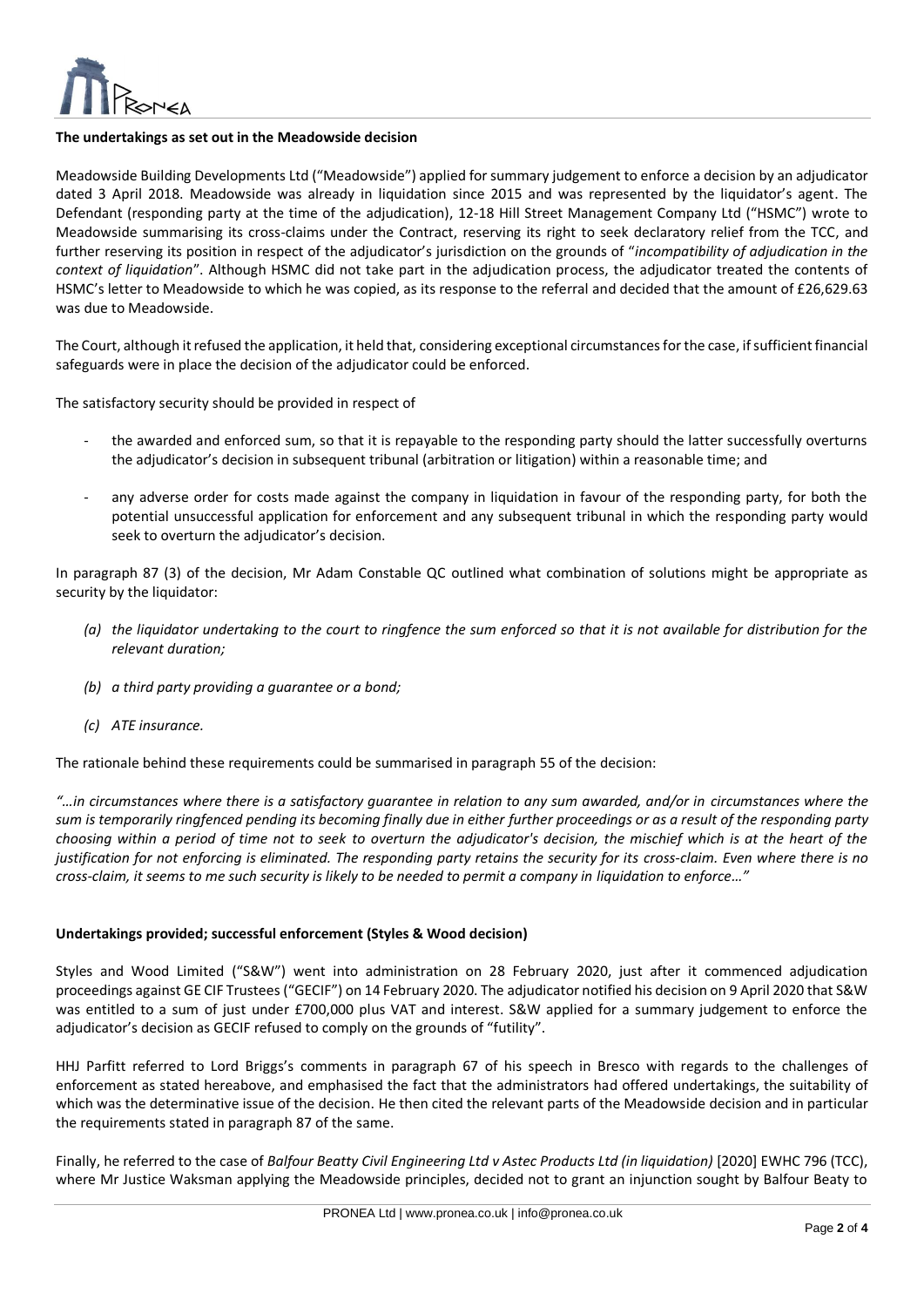**The undertakings as set out in the Meadowside decision**

Meadowside Building Developments Ltd ("Meadowside") applied for summary judgement to enforce a decision by an adjudicator dated 3 April 2018. Meadowside was already in liquidation since 2015 and was represented by the liquidator's agent. The Defendant (responding party at the time of the adjudication), 12-18 Hill Street Management Company Ltd ("HSMC") wrote to Meadowside summarising its cross-claims under the Contract, reserving its right to seek declaratory relief from the TCC, and further reserving its position in respect of the adjudicator's jurisdiction on the grounds of "*incompatibility of adjudication in the context of liquidation*". Although HSMC did not take part in the adjudication process, the adjudicator treated the contents of HSMC's letter to Meadowside to which he was copied, as its response to the referral and decided that the amount of £26,629.63 was due to Meadowside.

The Court, although it refused the application, it held that, considering exceptional circumstances for the case, if sufficient financial safeguards were in place the decision of the adjudicator could be enforced.

The satisfactory security should be provided in respect of

- the awarded and enforced sum, so that it is repayable to the responding party should the latter successfully overturns the adjudicator's decision in subsequent tribunal (arbitration or litigation) within a reasonable time; and
- any adverse order for costs made against the company in liquidation in favour of the responding party, for both the potential unsuccessful application for enforcement and any subsequent tribunal in which the responding party would seek to overturn the adjudicator's decision.

In paragraph 87 (3) of the decision, Mr Adam Constable QC outlined what combination of solutions might be appropriate as security by the liquidator:

- *(a) the liquidator undertaking to the court to ringfence the sum enforced so that it is not available for distribution for the relevant duration;*
- *(b) a third party providing a guarantee or a bond;*
- *(c) ATE insurance.*

The rationale behind these requirements could be summarised in paragraph 55 of the decision:

*"…in circumstances where there is a satisfactory guarantee in relation to any sum awarded, and/or in circumstances where the sum is temporarily ringfenced pending its becoming finally due in either further proceedings or as a result of the responding party choosing within a period of time not to seek to overturn the adjudicator's decision, the mischief which is at the heart of the justification for not enforcing is eliminated. The responding party retains the security for its cross-claim. Even where there is no cross-claim, it seems to me such security is likely to be needed to permit a company in liquidation to enforce…"*

**Undertakings provided; successful enforcement (Styles & Wood decision)**

Styles and Wood Limited ("S&W") went into administration on 28 February 2020, just after it commenced adjudication proceedings against GE CIF Trustees ("GECIF") on 14 February 2020. The adjudicator notified his decision on 9 April 2020 that S&W was entitled to a sum of just under £700,000 plus VAT and interest. S&W applied for a summary judgement to enforce the adjudicator's decision as GECIF refused to comply on the grounds of "futility".

HHJ Parfitt referred to Lord Briggs's comments in paragraph 67 of his speech in Bresco with regards to the challenges of enforcement as stated hereabove, and emphasised the fact that the administrators had offered undertakings, the suitability of which was the determinative issue of the decision. He then cited the relevant parts of the Meadowside decision and in particular the requirements stated in paragraph 87 of the same.

Finally, he referred to the case of *Balfour Beatty Civil Engineering Ltd v Astec Products Ltd (in liquidation)* [2020] EWHC 796 (TCC), where Mr Justice Waksman applying the Meadowside principles, decided not to grant an injunction sought by Balfour Beaty to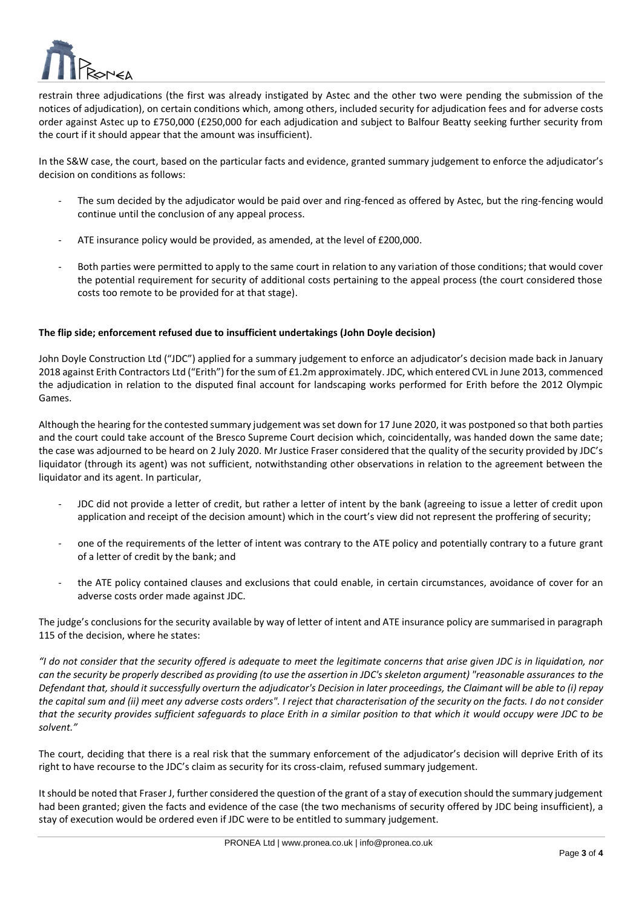restrain three adjudications (the first was already instigated by Astec and the other two were pending the submission of the notices of adjudication), on certain conditions which, among others, included security for adjudication fees and for adverse costs order against Astec up to £750,000 (£250,000 for each adjudication and subject to Balfour Beatty seeking further security from the court if it should appear that the amount was insufficient).

In the S&W case, the court, based on the particular facts and evidence, granted summary judgement to enforce the adjudicator's decision on conditions as follows:

- The sum decided by the adjudicator would be paid over and ring-fenced as offered by Astec, but the ring-fencing would continue until the conclusion of any appeal process.
- ATE insurance policy would be provided, as amended, at the level of £200,000.
- Both parties were permitted to apply to the same court in relation to any variation of those conditions; that would cover the potential requirement for security of additional costs pertaining to the appeal process (the court considered those costs too remote to be provided for at that stage).

**The flip side; enforcement refused due to insufficient undertakings (John Doyle decision)**

John Doyle Construction Ltd ("JDC") applied for a summary judgement to enforce an adjudicator's decision made back in January 2018 against Erith Contractors Ltd ("Erith") for the sum of £1.2m approximately. JDC, which entered CVL in June 2013, commenced the adjudication in relation to the disputed final account for landscaping works performed for Erith before the 2012 Olympic Games.

Although the hearing for the contested summary judgement was set down for 17 June 2020, it was postponed so that both parties and the court could take account of the Bresco Supreme Court decision which, coincidentally, was handed down the same date; the case was adjourned to be heard on 2 July 2020. Mr Justice Fraser considered that the quality of the security provided by JDC's liquidator (through its agent) was not sufficient, notwithstanding other observations in relation to the agreement between the liquidator and its agent. In particular,

- JDC did not provide a letter of credit, but rather a letter of intent by the bank (agreeing to issue a letter of credit upon application and receipt of the decision amount) which in the court's view did not represent the proffering of security;
- one of the requirements of the letter of intent was contrary to the ATE policy and potentially contrary to a future grant of a letter of credit by the bank; and
- the ATE policy contained clauses and exclusions that could enable, in certain circumstances, avoidance of cover for an adverse costs order made against JDC.

The judge's conclusions for the security available by way of letter of intent and ATE insurance policy are summarised in paragraph 115 of the decision, where he states:

*"I do not consider that the security offered is adequate to meet the legitimate concerns that arise given JDC is in liquidation, nor can the security be properly described as providing (to use the assertion in JDC's skeleton argument) "reasonable assurances to the Defendant that, should it successfully overturn the adjudicator's Decision in later proceedings, the Claimant will be able to (i) repay the capital sum and (ii) meet any adverse costs orders". I reject that characterisation of the security on the facts. I do not consider that the security provides sufficient safeguards to place Erith in a similar position to that which it would occupy were JDC to be solvent."*

The court, deciding that there is a real risk that the summary enforcement of the adjudicator's decision will deprive Erith of its right to have recourse to the JDC's claim as security for its cross-claim, refused summary judgement.

It should be noted that Fraser J, further considered the question of the grant of a stay of execution should the summary judgement had been granted; given the facts and evidence of the case (the two mechanisms of security offered by JDC being insufficient), a stay of execution would be ordered even if JDC were to be entitled to summary judgement.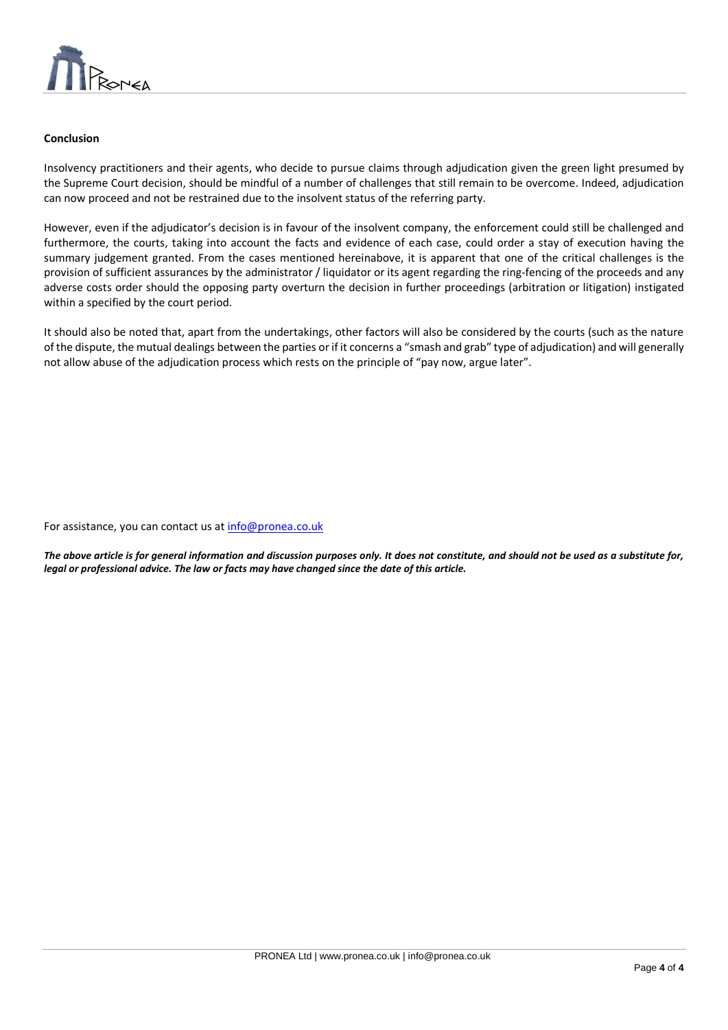**Conclusion**

Insolvency practitioners and their agents, who decide to pursue claims through adjudication given the green light presumed by the Supreme Court decision, should be mindful of a number of challenges that still remain to be overcome. Indeed, adjudication can now proceed and not be restrained due to the insolvent status of the referring party.

However, even if the adjudicator's decision is in favour of the insolvent company, the enforcement could still be challenged and furthermore, the courts, taking into account the facts and evidence of each case, could order a stay of execution having the summary judgement granted. From the cases mentioned hereinabove, it is apparent that one of the critical challenges is the provision of sufficient assurances by the administrator / liquidator or its agent regarding the ring-fencing of the proceeds and any adverse costs order should the opposing party overturn the decision in further proceedings (arbitration or litigation) instigated within a specified by the court period.

It should also be noted that, apart from the undertakings, other factors will also be considered by the courts (such as the nature of the dispute, the mutual dealings between the parties or if it concerns a "smash and grab" type of adjudication) and will generally not allow abuse of the adjudication process which rests on the principle of "pay now, argue later".

For assistance, you can contact us at info@pronea.co.uk

***The above article is for general information and discussion purposes only. It does not constitute, and should not be used as a substitute for, legal or professional advice. The law or facts may have changed since the date of this article.***